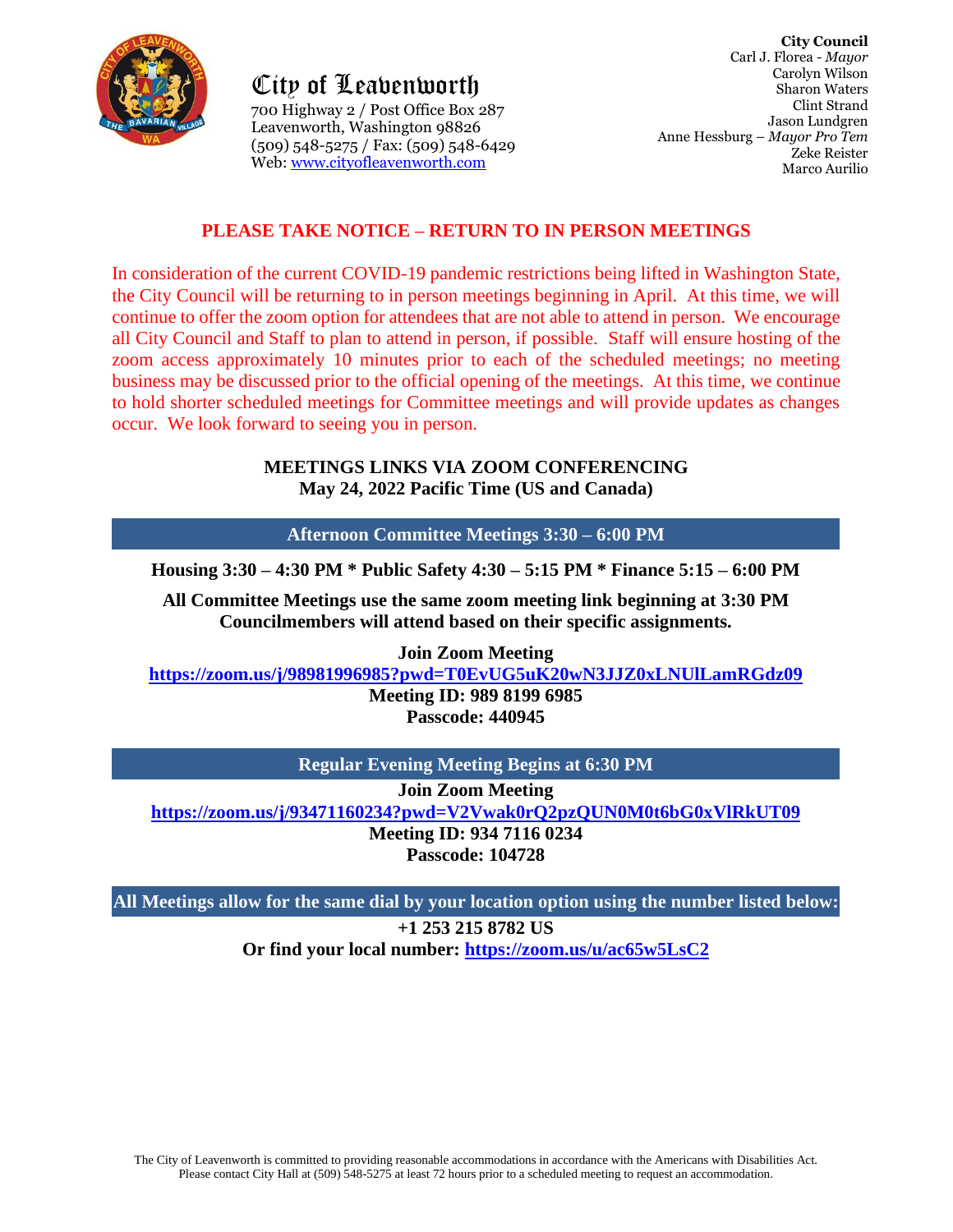# City of Leavenworth

700 Highway 2 / Post Office Box 287
Leavenworth, Washington 98826
(509) 548-5275 / Fax: (509) 548-6429
Web: [www.cityofleavenworth.com](http://www.cityofleavenworth.com)

**City Council**
Carl J. Florea - *Mayor*
Carolyn Wilson
Sharon Waters
Clint Strand
Jason Lundgren
Anne Hessburg – *Mayor Pro Tem*
Zeke Reister
Marco Aurilio

## PLEASE TAKE NOTICE – RETURN TO IN PERSON MEETINGS

In consideration of the current COVID-19 pandemic restrictions being lifted in Washington State, the City Council will be returning to in person meetings beginning in April. At this time, we will continue to offer the zoom option for attendees that are not able to attend in person. We encourage all City Council and Staff to plan to attend in person, if possible. Staff will ensure hosting of the zoom access approximately 10 minutes prior to each of the scheduled meetings; no meeting business may be discussed prior to the official opening of the meetings. At this time, we continue to hold shorter scheduled meetings for Committee meetings and will provide updates as changes occur. We look forward to seeing you in person.

**MEETINGS LINKS VIA ZOOM CONFERENCING**
**May 24, 2022 Pacific Time (US and Canada)**

## Afternoon Committee Meetings 3:30 – 6:00 PM

**Housing 3:30 – 4:30 PM * Public Safety 4:30 – 5:15 PM * Finance 5:15 – 6:00 PM**

**All Committee Meetings use the same zoom meeting link beginning at 3:30 PM**
**Councilmembers will attend based on their specific assignments.**

**Join Zoom Meeting**
**[https://zoom.us/j/98981996985?pwd=T0EvUG5uK20wN3JJZ0xLNUlLamRGdz09](https://zoom.us/j/98981996985?pwd=T0EvUG5uK20wN3JJZ0xLNUlLamRGdz09)**
**Meeting ID: 989 8199 6985**
**Passcode: 440945**

## Regular Evening Meeting Begins at 6:30 PM

**Join Zoom Meeting**
**[https://zoom.us/j/93471160234?pwd=V2Vwak0rQ2pzQUN0M0t6bG0xVlRkUT09](https://zoom.us/j/93471160234?pwd=V2Vwak0rQ2pzQUN0M0t6bG0xVlRkUT09)**
**Meeting ID: 934 7116 0234**
**Passcode: 104728**

## All Meetings allow for the same dial by your location option using the number listed below:

**+1 253 215 8782 US**
**Or find your local number: [https://zoom.us/u/ac65w5LsC2](https://zoom.us/u/ac65w5LsC2)**

The City of Leavenworth is committed to providing reasonable accommodations in accordance with the Americans with Disabilities Act. Please contact City Hall at (509) 548-5275 at least 72 hours prior to a scheduled meeting to request an accommodation.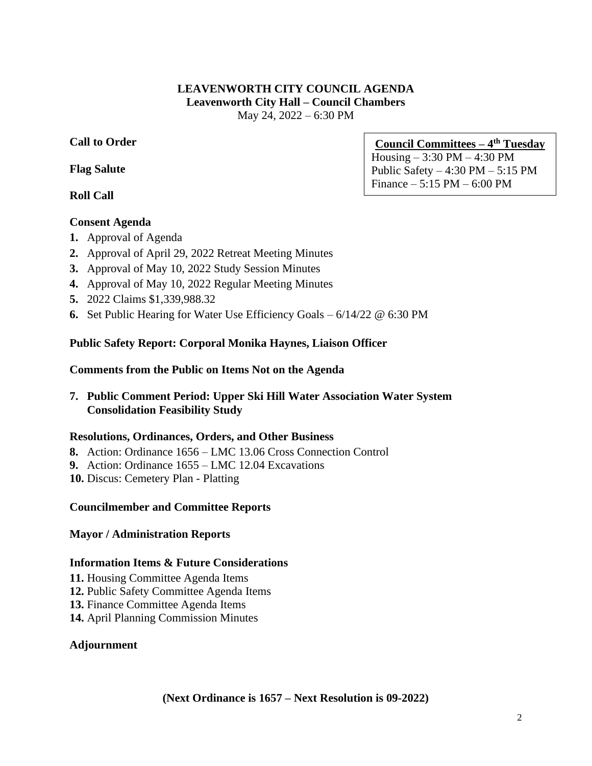**LEAVENWORTH CITY COUNCIL AGENDA**
**Leavenworth City Hall – Council Chambers**
May 24, 2022 – 6:30 PM

**Council Committees – 4th Tuesday**
Housing – 3:30 PM – 4:30 PM
Public Safety – 4:30 PM – 5:15 PM
Finance – 5:15 PM – 6:00 PM

**Call to Order**

**Flag Salute**

**Roll Call**

**Consent Agenda**

1. Approval of Agenda
2. Approval of April 29, 2022 Retreat Meeting Minutes
3. Approval of May 10, 2022 Study Session Minutes
4. Approval of May 10, 2022 Regular Meeting Minutes
5. 2022 Claims $1,339,988.32
6. Set Public Hearing for Water Use Efficiency Goals – 6/14/22 @ 6:30 PM

**Public Safety Report: Corporal Monika Haynes, Liaison Officer**

**Comments from the Public on Items Not on the Agenda**

7. **Public Comment Period: Upper Ski Hill Water Association Water System Consolidation Feasibility Study**

**Resolutions, Ordinances, Orders, and Other Business**

8. Action: Ordinance 1656 – LMC 13.06 Cross Connection Control
9. Action: Ordinance 1655 – LMC 12.04 Excavations
10. Discus: Cemetery Plan - Platting

**Councilmember and Committee Reports**

**Mayor / Administration Reports**

**Information Items & Future Considerations**

11. Housing Committee Agenda Items
12. Public Safety Committee Agenda Items
13. Finance Committee Agenda Items
14. April Planning Commission Minutes

**Adjournment**

**(Next Ordinance is 1657 – Next Resolution is 09-2022)**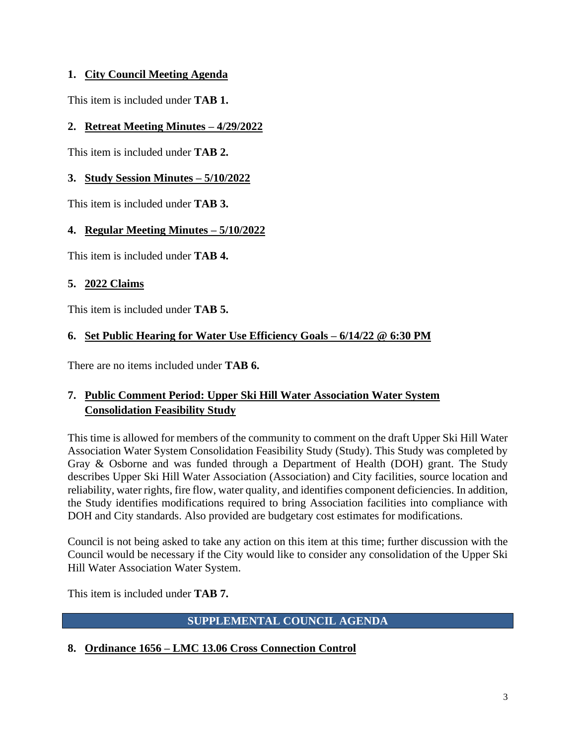1. **<u>City Council Meeting Agenda</u>**

This item is included under **TAB 1.**

2. **<u>Retreat Meeting Minutes – 4/29/2022</u>**

This item is included under **TAB 2.**

3. **<u>Study Session Minutes – 5/10/2022</u>**

This item is included under **TAB 3.**

4. **<u>Regular Meeting Minutes – 5/10/2022</u>**

This item is included under **TAB 4.**

5. **<u>2022 Claims</u>**

This item is included under **TAB 5.**

6. **<u>Set Public Hearing for Water Use Efficiency Goals – 6/14/22 @ 6:30 PM</u>**

There are no items included under **TAB 6.**

7. **<u>Public Comment Period: Upper Ski Hill Water Association Water System Consolidation Feasibility Study</u>**

This time is allowed for members of the community to comment on the draft Upper Ski Hill Water Association Water System Consolidation Feasibility Study (Study). This Study was completed by Gray & Osborne and was funded through a Department of Health (DOH) grant. The Study describes Upper Ski Hill Water Association (Association) and City facilities, source location and reliability, water rights, fire flow, water quality, and identifies component deficiencies. In addition, the Study identifies modifications required to bring Association facilities into compliance with DOH and City standards. Also provided are budgetary cost estimates for modifications.

Council is not being asked to take any action on this item at this time; further discussion with the Council would be necessary if the City would like to consider any consolidation of the Upper Ski Hill Water Association Water System.

This item is included under **TAB 7.**

## SUPPLEMENTAL COUNCIL AGENDA

8. **<u>Ordinance 1656 – LMC 13.06 Cross Connection Control</u>**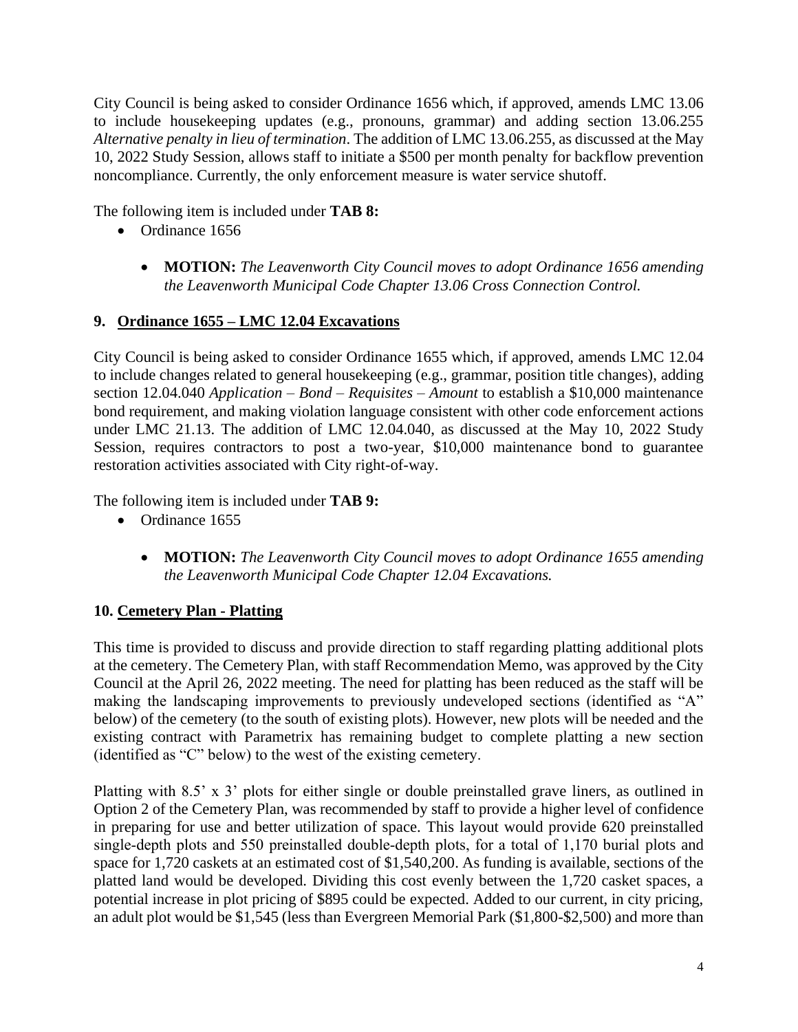City Council is being asked to consider Ordinance 1656 which, if approved, amends LMC 13.06 to include housekeeping updates (e.g., pronouns, grammar) and adding section 13.06.255 *Alternative penalty in lieu of termination*. The addition of LMC 13.06.255, as discussed at the May 10, 2022 Study Session, allows staff to initiate a $500 per month penalty for backflow prevention noncompliance. Currently, the only enforcement measure is water service shutoff.

The following item is included under **TAB 8:**

- Ordinance 1656
  - **MOTION:** *The Leavenworth City Council moves to adopt Ordinance 1656 amending the Leavenworth Municipal Code Chapter 13.06 Cross Connection Control.*

## 9. Ordinance 1655 – LMC 12.04 Excavations

City Council is being asked to consider Ordinance 1655 which, if approved, amends LMC 12.04 to include changes related to general housekeeping (e.g., grammar, position title changes), adding section 12.04.040 *Application – Bond – Requisites – Amount* to establish a $10,000 maintenance bond requirement, and making violation language consistent with other code enforcement actions under LMC 21.13. The addition of LMC 12.04.040, as discussed at the May 10, 2022 Study Session, requires contractors to post a two-year, $10,000 maintenance bond to guarantee restoration activities associated with City right-of-way.

The following item is included under **TAB 9:**

- Ordinance 1655
  - **MOTION:** *The Leavenworth City Council moves to adopt Ordinance 1655 amending the Leavenworth Municipal Code Chapter 12.04 Excavations.*

## 10. Cemetery Plan - Platting

This time is provided to discuss and provide direction to staff regarding platting additional plots at the cemetery. The Cemetery Plan, with staff Recommendation Memo, was approved by the City Council at the April 26, 2022 meeting. The need for platting has been reduced as the staff will be making the landscaping improvements to previously undeveloped sections (identified as "A" below) of the cemetery (to the south of existing plots). However, new plots will be needed and the existing contract with Parametrix has remaining budget to complete platting a new section (identified as "C" below) to the west of the existing cemetery.

Platting with 8.5' x 3' plots for either single or double preinstalled grave liners, as outlined in Option 2 of the Cemetery Plan, was recommended by staff to provide a higher level of confidence in preparing for use and better utilization of space. This layout would provide 620 preinstalled single-depth plots and 550 preinstalled double-depth plots, for a total of 1,170 burial plots and space for 1,720 caskets at an estimated cost of $1,540,200. As funding is available, sections of the platted land would be developed. Dividing this cost evenly between the 1,720 casket spaces, a potential increase in plot pricing of $895 could be expected. Added to our current, in city pricing, an adult plot would be $1,545 (less than Evergreen Memorial Park ($1,800-$2,500) and more than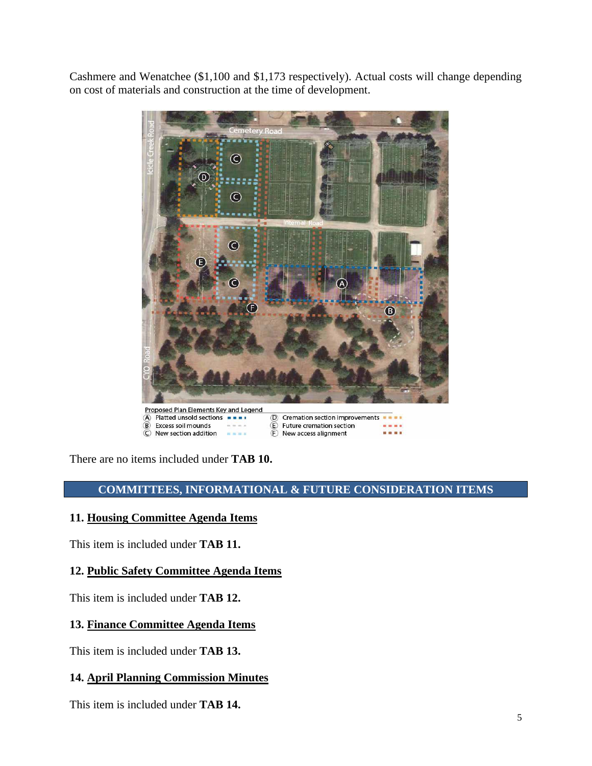Cashmere and Wenatchee ($1,100 and $1,173 respectively). Actual costs will change depending on cost of materials and construction at the time of development.

Cemetery Road

Icicle Creek Road

Internal Road

CYO Road

Proposed Plan Elements Key and Legend

Ⓐ Platted unsold sections
Ⓑ Excess soil mounds
Ⓒ New section addition
Ⓓ Cremation section improvements
Ⓔ Future cremation section
Ⓕ New access alignment

There are no items included under **TAB 10.**

## COMMITTEES, INFORMATIONAL & FUTURE CONSIDERATION ITEMS

### 11. Housing Committee Agenda Items

This item is included under **TAB 11.**

### 12. Public Safety Committee Agenda Items

This item is included under **TAB 12.**

### 13. Finance Committee Agenda Items

This item is included under **TAB 13.**

### 14. April Planning Commission Minutes

This item is included under **TAB 14.**